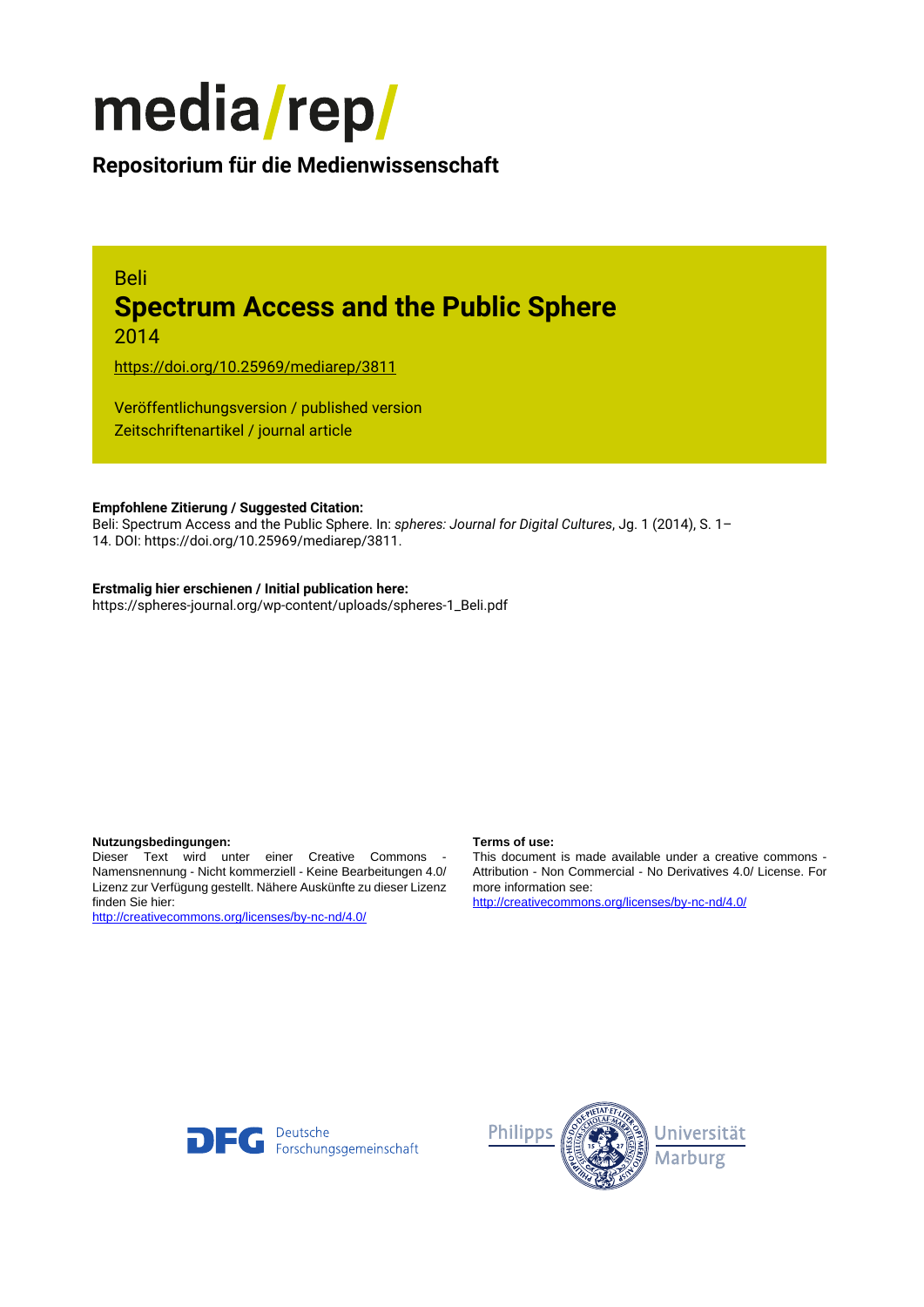# media/rep/

**Repositorium für die Medienwissenschaft**

Beli

## Spectrum Access and the Public Sphere

2014

https://doi.org/10.25969/mediarep/3811

Veröffentlichungsversion / published version
Zeitschriftenartikel / journal article

**Empfohlene Zitierung / Suggested Citation:**
Beli: Spectrum Access and the Public Sphere. In: *spheres: Journal for Digital Cultures*, Jg. 1 (2014), S. 1–14. DOI: https://doi.org/10.25969/mediarep/3811.

**Erstmalig hier erschienen / Initial publication here:**
https://spheres-journal.org/wp-content/uploads/spheres-1_Beli.pdf

**Nutzungsbedingungen:**
Dieser Text wird unter einer Creative Commons - Namensnennung - Nicht kommerziell - Keine Bearbeitungen 4.0/ Lizenz zur Verfügung gestellt. Nähere Auskünfte zu dieser Lizenz finden Sie hier:
http://creativecommons.org/licenses/by-nc-nd/4.0/

**Terms of use:**
This document is made available under a creative commons - Attribution - Non Commercial - No Derivatives 4.0/ License. For more information see:
http://creativecommons.org/licenses/by-nc-nd/4.0/

Deutsche Forschungsgemeinschaft

Philipps Universität Marburg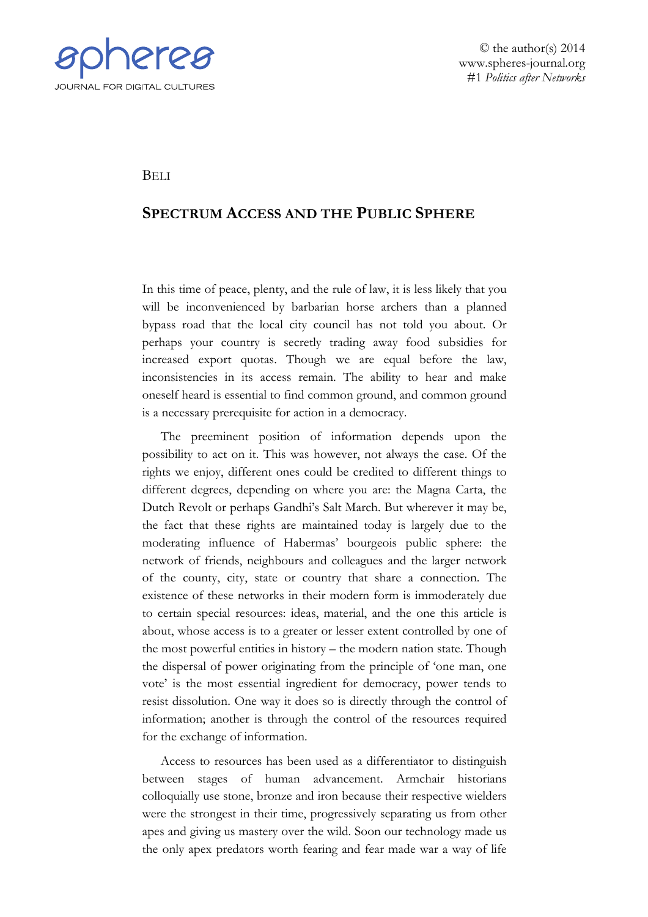BELI

## SPECTRUM ACCESS AND THE PUBLIC SPHERE

In this time of peace, plenty, and the rule of law, it is less likely that you will be inconvenienced by barbarian horse archers than a planned bypass road that the local city council has not told you about. Or perhaps your country is secretly trading away food subsidies for increased export quotas. Though we are equal before the law, inconsistencies in its access remain. The ability to hear and make oneself heard is essential to find common ground, and common ground is a necessary prerequisite for action in a democracy.

The preeminent position of information depends upon the possibility to act on it. This was however, not always the case. Of the rights we enjoy, different ones could be credited to different things to different degrees, depending on where you are: the Magna Carta, the Dutch Revolt or perhaps Gandhi's Salt March. But wherever it may be, the fact that these rights are maintained today is largely due to the moderating influence of Habermas' bourgeois public sphere: the network of friends, neighbours and colleagues and the larger network of the county, city, state or country that share a connection. The existence of these networks in their modern form is immoderately due to certain special resources: ideas, material, and the one this article is about, whose access is to a greater or lesser extent controlled by one of the most powerful entities in history – the modern nation state. Though the dispersal of power originating from the principle of 'one man, one vote' is the most essential ingredient for democracy, power tends to resist dissolution. One way it does so is directly through the control of information; another is through the control of the resources required for the exchange of information.

Access to resources has been used as a differentiator to distinguish between stages of human advancement. Armchair historians colloquially use stone, bronze and iron because their respective wielders were the strongest in their time, progressively separating us from other apes and giving us mastery over the wild. Soon our technology made us the only apex predators worth fearing and fear made war a way of life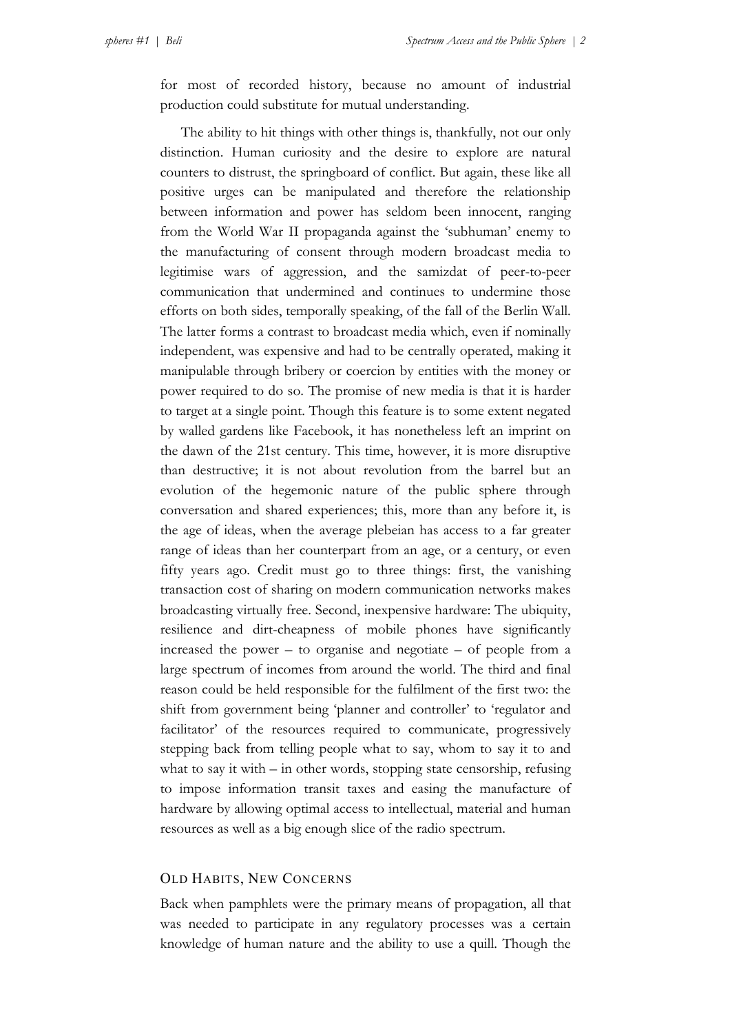for most of recorded history, because no amount of industrial production could substitute for mutual understanding.

The ability to hit things with other things is, thankfully, not our only distinction. Human curiosity and the desire to explore are natural counters to distrust, the springboard of conflict. But again, these like all positive urges can be manipulated and therefore the relationship between information and power has seldom been innocent, ranging from the World War II propaganda against the 'subhuman' enemy to the manufacturing of consent through modern broadcast media to legitimise wars of aggression, and the samizdat of peer-to-peer communication that undermined and continues to undermine those efforts on both sides, temporally speaking, of the fall of the Berlin Wall. The latter forms a contrast to broadcast media which, even if nominally independent, was expensive and had to be centrally operated, making it manipulable through bribery or coercion by entities with the money or power required to do so. The promise of new media is that it is harder to target at a single point. Though this feature is to some extent negated by walled gardens like Facebook, it has nonetheless left an imprint on the dawn of the 21st century. This time, however, it is more disruptive than destructive; it is not about revolution from the barrel but an evolution of the hegemonic nature of the public sphere through conversation and shared experiences; this, more than any before it, is the age of ideas, when the average plebeian has access to a far greater range of ideas than her counterpart from an age, or a century, or even fifty years ago. Credit must go to three things: first, the vanishing transaction cost of sharing on modern communication networks makes broadcasting virtually free. Second, inexpensive hardware: The ubiquity, resilience and dirt-cheapness of mobile phones have significantly increased the power – to organise and negotiate – of people from a large spectrum of incomes from around the world. The third and final reason could be held responsible for the fulfilment of the first two: the shift from government being 'planner and controller' to 'regulator and facilitator' of the resources required to communicate, progressively stepping back from telling people what to say, whom to say it to and what to say it with – in other words, stopping state censorship, refusing to impose information transit taxes and easing the manufacture of hardware by allowing optimal access to intellectual, material and human resources as well as a big enough slice of the radio spectrum.

## OLD HABITS, NEW CONCERNS

Back when pamphlets were the primary means of propagation, all that was needed to participate in any regulatory processes was a certain knowledge of human nature and the ability to use a quill. Though the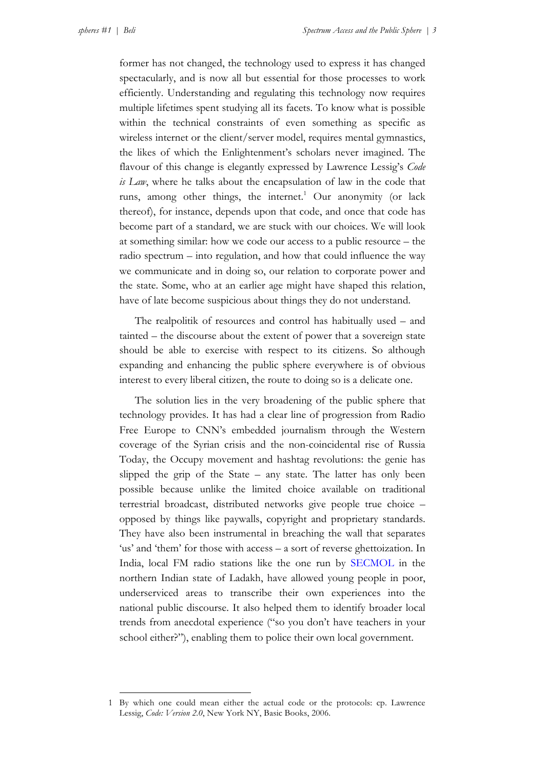former has not changed, the technology used to express it has changed spectacularly, and is now all but essential for those processes to work efficiently. Understanding and regulating this technology now requires multiple lifetimes spent studying all its facets. To know what is possible within the technical constraints of even something as specific as wireless internet or the client/server model, requires mental gymnastics, the likes of which the Enlightenment's scholars never imagined. The flavour of this change is elegantly expressed by Lawrence Lessig's *Code is Law*, where he talks about the encapsulation of law in the code that runs, among other things, the internet.[1] Our anonymity (or lack thereof), for instance, depends upon that code, and once that code has become part of a standard, we are stuck with our choices. We will look at something similar: how we code our access to a public resource – the radio spectrum – into regulation, and how that could influence the way we communicate and in doing so, our relation to corporate power and the state. Some, who at an earlier age might have shaped this relation, have of late become suspicious about things they do not understand.

The realpolitik of resources and control has habitually used – and tainted – the discourse about the extent of power that a sovereign state should be able to exercise with respect to its citizens. So although expanding and enhancing the public sphere everywhere is of obvious interest to every liberal citizen, the route to doing so is a delicate one.

The solution lies in the very broadening of the public sphere that technology provides. It has had a clear line of progression from Radio Free Europe to CNN's embedded journalism through the Western coverage of the Syrian crisis and the non-coincidental rise of Russia Today, the Occupy movement and hashtag revolutions: the genie has slipped the grip of the State – any state. The latter has only been possible because unlike the limited choice available on traditional terrestrial broadcast, distributed networks give people true choice – opposed by things like paywalls, copyright and proprietary standards. They have also been instrumental in breaching the wall that separates 'us' and 'them' for those with access – a sort of reverse ghettoization. In India, local FM radio stations like the one run by SECMOL in the northern Indian state of Ladakh, have allowed young people in poor, underserviced areas to transcribe their own experiences into the national public discourse. It also helped them to identify broader local trends from anecdotal experience ("so you don't have teachers in your school either?"), enabling them to police their own local government.

---

1 By which one could mean either the actual code or the protocols: cp. Lawrence Lessig, *Code: Version 2.0*, New York NY, Basic Books, 2006.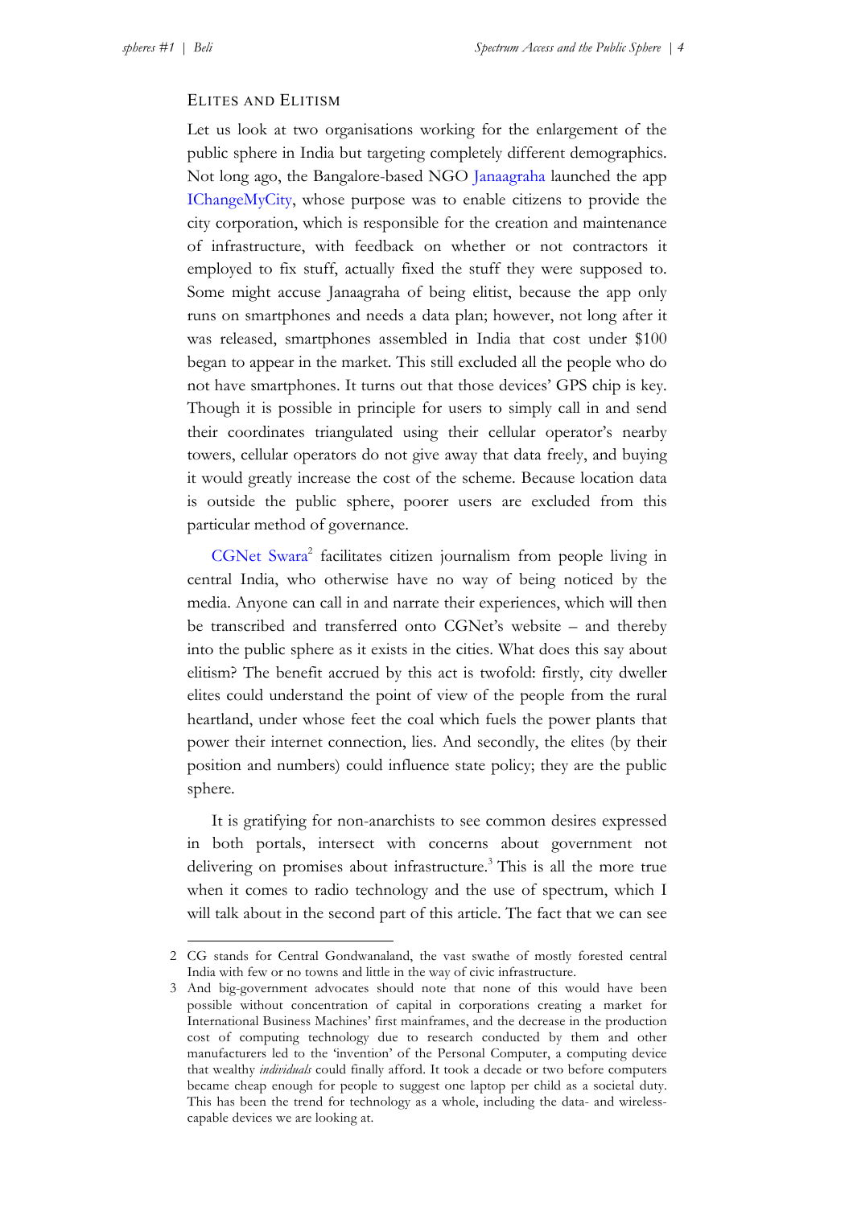## Elites and Elitism

Let us look at two organisations working for the enlargement of the public sphere in India but targeting completely different demographics. Not long ago, the Bangalore-based NGO Janaagraha launched the app IChangeMyCity, whose purpose was to enable citizens to provide the city corporation, which is responsible for the creation and maintenance of infrastructure, with feedback on whether or not contractors it employed to fix stuff, actually fixed the stuff they were supposed to. Some might accuse Janaagraha of being elitist, because the app only runs on smartphones and needs a data plan; however, not long after it was released, smartphones assembled in India that cost under $100 began to appear in the market. This still excluded all the people who do not have smartphones. It turns out that those devices' GPS chip is key. Though it is possible in principle for users to simply call in and send their coordinates triangulated using their cellular operator's nearby towers, cellular operators do not give away that data freely, and buying it would greatly increase the cost of the scheme. Because location data is outside the public sphere, poorer users are excluded from this particular method of governance.

CGNet Swara[2] facilitates citizen journalism from people living in central India, who otherwise have no way of being noticed by the media. Anyone can call in and narrate their experiences, which will then be transcribed and transferred onto CGNet's website – and thereby into the public sphere as it exists in the cities. What does this say about elitism? The benefit accrued by this act is twofold: firstly, city dweller elites could understand the point of view of the people from the rural heartland, under whose feet the coal which fuels the power plants that power their internet connection, lies. And secondly, the elites (by their position and numbers) could influence state policy; they are the public sphere.

It is gratifying for non-anarchists to see common desires expressed in both portals, intersect with concerns about government not delivering on promises about infrastructure.[3] This is all the more true when it comes to radio technology and the use of spectrum, which I will talk about in the second part of this article. The fact that we can see

---

2 CG stands for Central Gondwanaland, the vast swathe of mostly forested central India with few or no towns and little in the way of civic infrastructure.

3 And big-government advocates should note that none of this would have been possible without concentration of capital in corporations creating a market for International Business Machines' first mainframes, and the decrease in the production cost of computing technology due to research conducted by them and other manufacturers led to the 'invention' of the Personal Computer, a computing device that wealthy *individuals* could finally afford. It took a decade or two before computers became cheap enough for people to suggest one laptop per child as a societal duty. This has been the trend for technology as a whole, including the data- and wireless-capable devices we are looking at.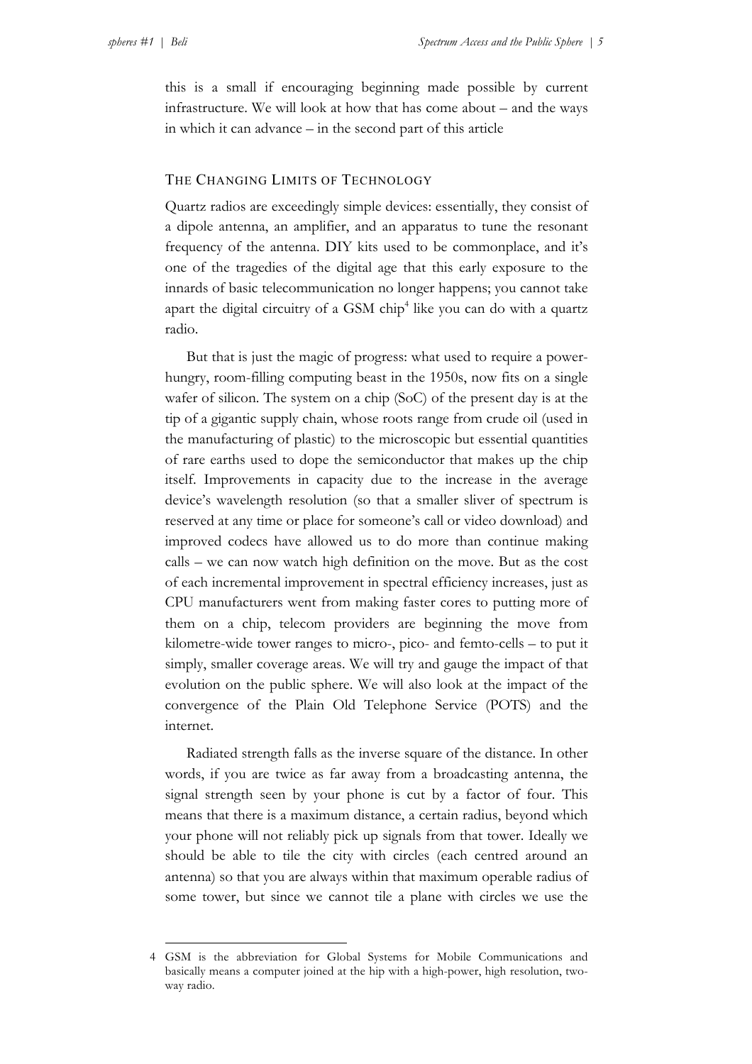this is a small if encouraging beginning made possible by current infrastructure. We will look at how that has come about – and the ways in which it can advance – in the second part of this article

## The Changing Limits of Technology

Quartz radios are exceedingly simple devices: essentially, they consist of a dipole antenna, an amplifier, and an apparatus to tune the resonant frequency of the antenna. DIY kits used to be commonplace, and it's one of the tragedies of the digital age that this early exposure to the innards of basic telecommunication no longer happens; you cannot take apart the digital circuitry of a GSM chip[4] like you can do with a quartz radio.

But that is just the magic of progress: what used to require a power-hungry, room-filling computing beast in the 1950s, now fits on a single wafer of silicon. The system on a chip (SoC) of the present day is at the tip of a gigantic supply chain, whose roots range from crude oil (used in the manufacturing of plastic) to the microscopic but essential quantities of rare earths used to dope the semiconductor that makes up the chip itself. Improvements in capacity due to the increase in the average device's wavelength resolution (so that a smaller sliver of spectrum is reserved at any time or place for someone's call or video download) and improved codecs have allowed us to do more than continue making calls – we can now watch high definition on the move. But as the cost of each incremental improvement in spectral efficiency increases, just as CPU manufacturers went from making faster cores to putting more of them on a chip, telecom providers are beginning the move from kilometre-wide tower ranges to micro-, pico- and femto-cells – to put it simply, smaller coverage areas. We will try and gauge the impact of that evolution on the public sphere. We will also look at the impact of the convergence of the Plain Old Telephone Service (POTS) and the internet.

Radiated strength falls as the inverse square of the distance. In other words, if you are twice as far away from a broadcasting antenna, the signal strength seen by your phone is cut by a factor of four. This means that there is a maximum distance, a certain radius, beyond which your phone will not reliably pick up signals from that tower. Ideally we should be able to tile the city with circles (each centred around an antenna) so that you are always within that maximum operable radius of some tower, but since we cannot tile a plane with circles we use the

---

4 GSM is the abbreviation for Global Systems for Mobile Communications and basically means a computer joined at the hip with a high-power, high resolution, two-way radio.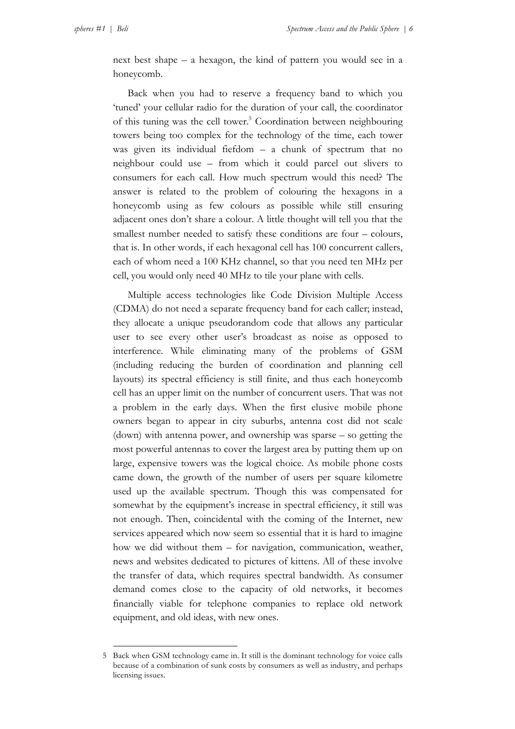next best shape – a hexagon, the kind of pattern you would see in a honeycomb.

Back when you had to reserve a frequency band to which you 'tuned' your cellular radio for the duration of your call, the coordinator of this tuning was the cell tower.[5] Coordination between neighbouring towers being too complex for the technology of the time, each tower was given its individual fiefdom – a chunk of spectrum that no neighbour could use – from which it could parcel out slivers to consumers for each call. How much spectrum would this need? The answer is related to the problem of colouring the hexagons in a honeycomb using as few colours as possible while still ensuring adjacent ones don't share a colour. A little thought will tell you that the smallest number needed to satisfy these conditions are four – colours, that is. In other words, if each hexagonal cell has 100 concurrent callers, each of whom need a 100 KHz channel, so that you need ten MHz per cell, you would only need 40 MHz to tile your plane with cells.

Multiple access technologies like Code Division Multiple Access (CDMA) do not need a separate frequency band for each caller; instead, they allocate a unique pseudorandom code that allows any particular user to see every other user's broadcast as noise as opposed to interference. While eliminating many of the problems of GSM (including reducing the burden of coordination and planning cell layouts) its spectral efficiency is still finite, and thus each honeycomb cell has an upper limit on the number of concurrent users. That was not a problem in the early days. When the first elusive mobile phone owners began to appear in city suburbs, antenna cost did not scale (down) with antenna power, and ownership was sparse – so getting the most powerful antennas to cover the largest area by putting them up on large, expensive towers was the logical choice. As mobile phone costs came down, the growth of the number of users per square kilometre used up the available spectrum. Though this was compensated for somewhat by the equipment's increase in spectral efficiency, it still was not enough. Then, coincidental with the coming of the Internet, new services appeared which now seem so essential that it is hard to imagine how we did without them – for navigation, communication, weather, news and websites dedicated to pictures of kittens. All of these involve the transfer of data, which requires spectral bandwidth. As consumer demand comes close to the capacity of old networks, it becomes financially viable for telephone companies to replace old network equipment, and old ideas, with new ones.

---

5 Back when GSM technology came in. It still is the dominant technology for voice calls because of a combination of sunk costs by consumers as well as industry, and perhaps licensing issues.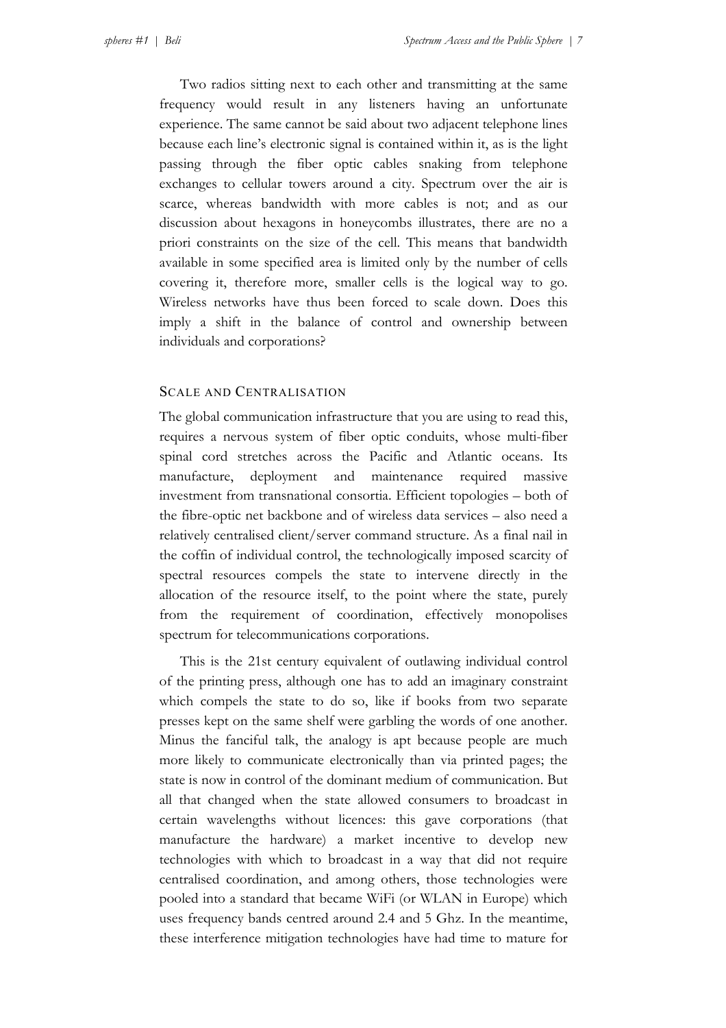Two radios sitting next to each other and transmitting at the same frequency would result in any listeners having an unfortunate experience. The same cannot be said about two adjacent telephone lines because each line's electronic signal is contained within it, as is the light passing through the fiber optic cables snaking from telephone exchanges to cellular towers around a city. Spectrum over the air is scarce, whereas bandwidth with more cables is not; and as our discussion about hexagons in honeycombs illustrates, there are no a priori constraints on the size of the cell. This means that bandwidth available in some specified area is limited only by the number of cells covering it, therefore more, smaller cells is the logical way to go. Wireless networks have thus been forced to scale down. Does this imply a shift in the balance of control and ownership between individuals and corporations?

## Scale and Centralisation

The global communication infrastructure that you are using to read this, requires a nervous system of fiber optic conduits, whose multi-fiber spinal cord stretches across the Pacific and Atlantic oceans. Its manufacture, deployment and maintenance required massive investment from transnational consortia. Efficient topologies – both of the fibre-optic net backbone and of wireless data services – also need a relatively centralised client/server command structure. As a final nail in the coffin of individual control, the technologically imposed scarcity of spectral resources compels the state to intervene directly in the allocation of the resource itself, to the point where the state, purely from the requirement of coordination, effectively monopolises spectrum for telecommunications corporations.

This is the 21st century equivalent of outlawing individual control of the printing press, although one has to add an imaginary constraint which compels the state to do so, like if books from two separate presses kept on the same shelf were garbling the words of one another. Minus the fanciful talk, the analogy is apt because people are much more likely to communicate electronically than via printed pages; the state is now in control of the dominant medium of communication. But all that changed when the state allowed consumers to broadcast in certain wavelengths without licences: this gave corporations (that manufacture the hardware) a market incentive to develop new technologies with which to broadcast in a way that did not require centralised coordination, and among others, those technologies were pooled into a standard that became WiFi (or WLAN in Europe) which uses frequency bands centred around 2.4 and 5 Ghz. In the meantime, these interference mitigation technologies have had time to mature for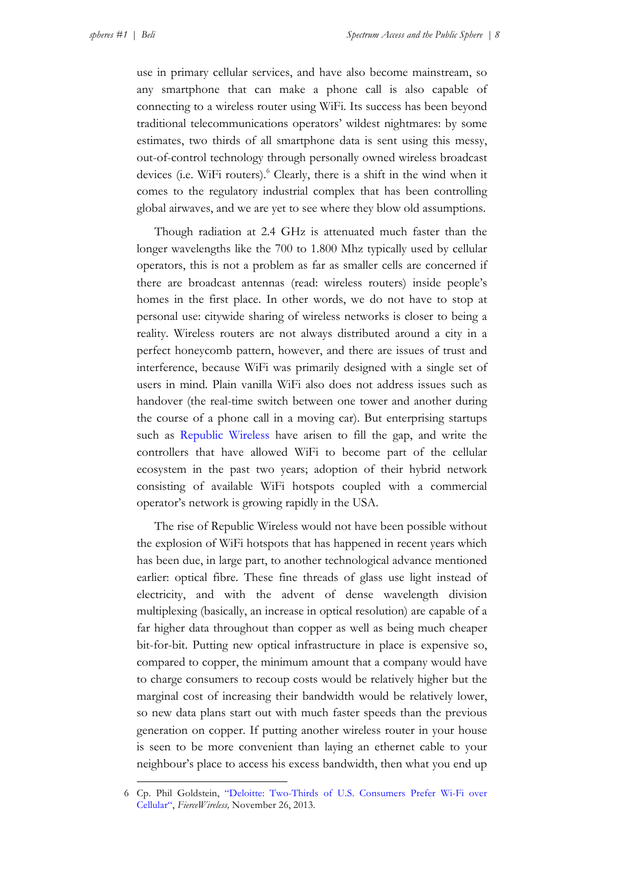use in primary cellular services, and have also become mainstream, so any smartphone that can make a phone call is also capable of connecting to a wireless router using WiFi. Its success has been beyond traditional telecommunications operators' wildest nightmares: by some estimates, two thirds of all smartphone data is sent using this messy, out-of-control technology through personally owned wireless broadcast devices (i.e. WiFi routers).[6] Clearly, there is a shift in the wind when it comes to the regulatory industrial complex that has been controlling global airwaves, and we are yet to see where they blow old assumptions.

Though radiation at 2.4 GHz is attenuated much faster than the longer wavelengths like the 700 to 1.800 Mhz typically used by cellular operators, this is not a problem as far as smaller cells are concerned if there are broadcast antennas (read: wireless routers) inside people's homes in the first place. In other words, we do not have to stop at personal use: citywide sharing of wireless networks is closer to being a reality. Wireless routers are not always distributed around a city in a perfect honeycomb pattern, however, and there are issues of trust and interference, because WiFi was primarily designed with a single set of users in mind. Plain vanilla WiFi also does not address issues such as handover (the real-time switch between one tower and another during the course of a phone call in a moving car). But enterprising startups such as Republic Wireless have arisen to fill the gap, and write the controllers that have allowed WiFi to become part of the cellular ecosystem in the past two years; adoption of their hybrid network consisting of available WiFi hotspots coupled with a commercial operator's network is growing rapidly in the USA.

The rise of Republic Wireless would not have been possible without the explosion of WiFi hotspots that has happened in recent years which has been due, in large part, to another technological advance mentioned earlier: optical fibre. These fine threads of glass use light instead of electricity, and with the advent of dense wavelength division multiplexing (basically, an increase in optical resolution) are capable of a far higher data throughout than copper as well as being much cheaper bit-for-bit. Putting new optical infrastructure in place is expensive so, compared to copper, the minimum amount that a company would have to charge consumers to recoup costs would be relatively higher but the marginal cost of increasing their bandwidth would be relatively lower, so new data plans start out with much faster speeds than the previous generation on copper. If putting another wireless router in your house is seen to be more convenient than laying an ethernet cable to your neighbour's place to access his excess bandwidth, then what you end up

---

6 Cp. Phil Goldstein, "Deloitte: Two-Thirds of U.S. Consumers Prefer Wi-Fi over Cellular", *FierceWireless,* November 26, 2013.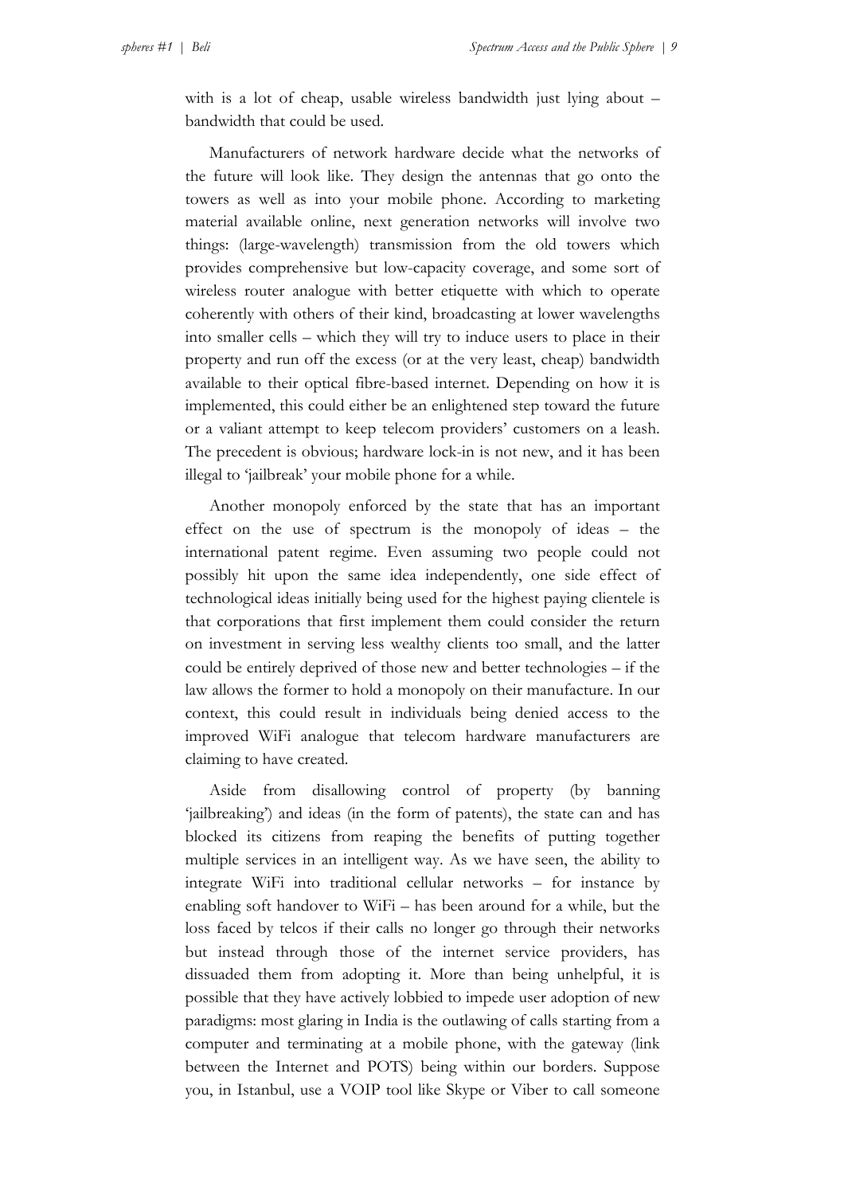with is a lot of cheap, usable wireless bandwidth just lying about – bandwidth that could be used.

Manufacturers of network hardware decide what the networks of the future will look like. They design the antennas that go onto the towers as well as into your mobile phone. According to marketing material available online, next generation networks will involve two things: (large-wavelength) transmission from the old towers which provides comprehensive but low-capacity coverage, and some sort of wireless router analogue with better etiquette with which to operate coherently with others of their kind, broadcasting at lower wavelengths into smaller cells – which they will try to induce users to place in their property and run off the excess (or at the very least, cheap) bandwidth available to their optical fibre-based internet. Depending on how it is implemented, this could either be an enlightened step toward the future or a valiant attempt to keep telecom providers' customers on a leash. The precedent is obvious; hardware lock-in is not new, and it has been illegal to 'jailbreak' your mobile phone for a while.

Another monopoly enforced by the state that has an important effect on the use of spectrum is the monopoly of ideas – the international patent regime. Even assuming two people could not possibly hit upon the same idea independently, one side effect of technological ideas initially being used for the highest paying clientele is that corporations that first implement them could consider the return on investment in serving less wealthy clients too small, and the latter could be entirely deprived of those new and better technologies – if the law allows the former to hold a monopoly on their manufacture. In our context, this could result in individuals being denied access to the improved WiFi analogue that telecom hardware manufacturers are claiming to have created.

Aside from disallowing control of property (by banning 'jailbreaking') and ideas (in the form of patents), the state can and has blocked its citizens from reaping the benefits of putting together multiple services in an intelligent way. As we have seen, the ability to integrate WiFi into traditional cellular networks – for instance by enabling soft handover to WiFi – has been around for a while, but the loss faced by telcos if their calls no longer go through their networks but instead through those of the internet service providers, has dissuaded them from adopting it. More than being unhelpful, it is possible that they have actively lobbied to impede user adoption of new paradigms: most glaring in India is the outlawing of calls starting from a computer and terminating at a mobile phone, with the gateway (link between the Internet and POTS) being within our borders. Suppose you, in Istanbul, use a VOIP tool like Skype or Viber to call someone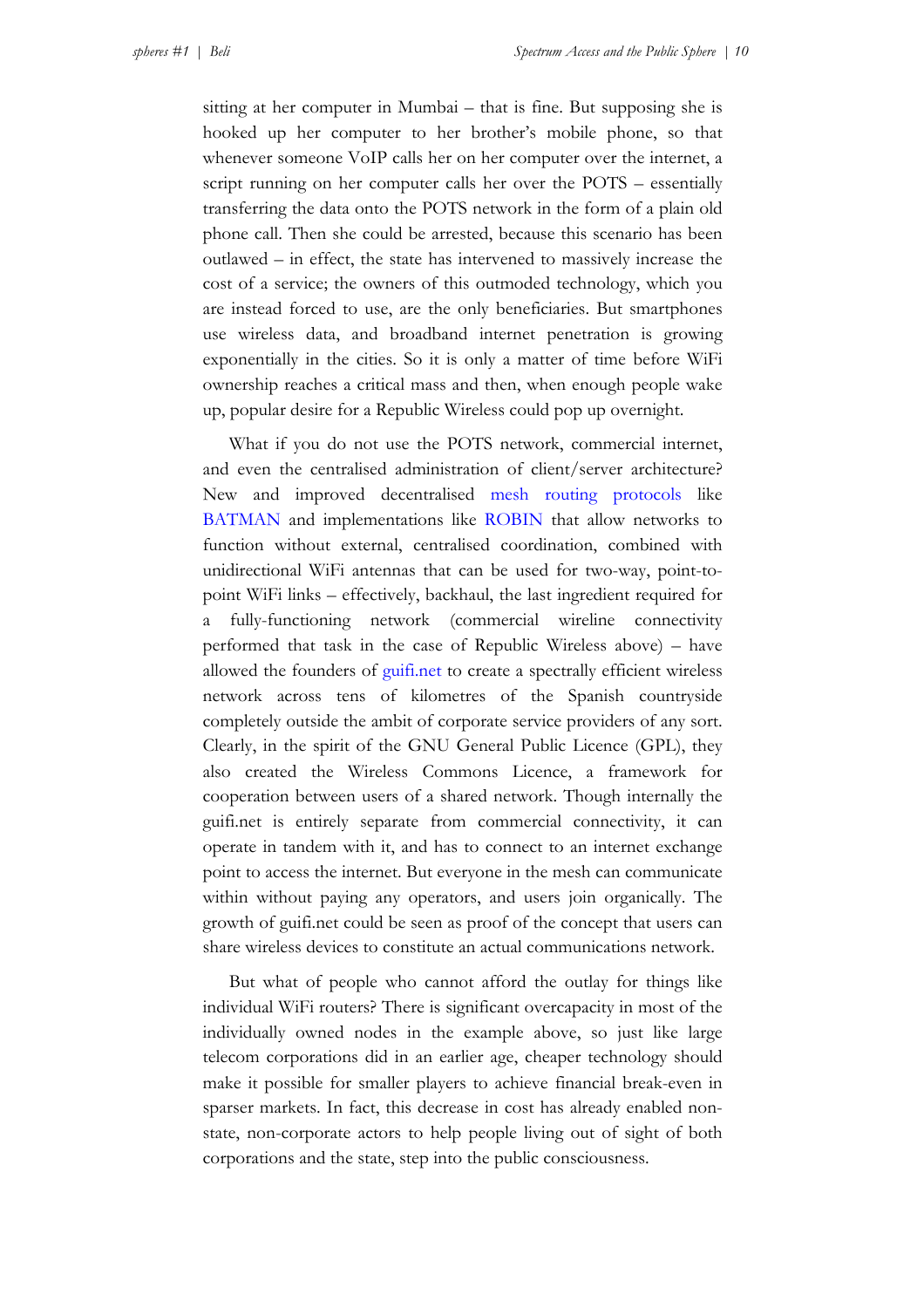sitting at her computer in Mumbai – that is fine. But supposing she is hooked up her computer to her brother's mobile phone, so that whenever someone VoIP calls her on her computer over the internet, a script running on her computer calls her over the POTS – essentially transferring the data onto the POTS network in the form of a plain old phone call. Then she could be arrested, because this scenario has been outlawed – in effect, the state has intervened to massively increase the cost of a service; the owners of this outmoded technology, which you are instead forced to use, are the only beneficiaries. But smartphones use wireless data, and broadband internet penetration is growing exponentially in the cities. So it is only a matter of time before WiFi ownership reaches a critical mass and then, when enough people wake up, popular desire for a Republic Wireless could pop up overnight.

What if you do not use the POTS network, commercial internet, and even the centralised administration of client/server architecture? New and improved decentralised mesh routing protocols like BATMAN and implementations like ROBIN that allow networks to function without external, centralised coordination, combined with unidirectional WiFi antennas that can be used for two-way, point-to-point WiFi links – effectively, backhaul, the last ingredient required for a fully-functioning network (commercial wireline connectivity performed that task in the case of Republic Wireless above) – have allowed the founders of guifi.net to create a spectrally efficient wireless network across tens of kilometres of the Spanish countryside completely outside the ambit of corporate service providers of any sort. Clearly, in the spirit of the GNU General Public Licence (GPL), they also created the Wireless Commons Licence, a framework for cooperation between users of a shared network. Though internally the guifi.net is entirely separate from commercial connectivity, it can operate in tandem with it, and has to connect to an internet exchange point to access the internet. But everyone in the mesh can communicate within without paying any operators, and users join organically. The growth of guifi.net could be seen as proof of the concept that users can share wireless devices to constitute an actual communications network.

But what of people who cannot afford the outlay for things like individual WiFi routers? There is significant overcapacity in most of the individually owned nodes in the example above, so just like large telecom corporations did in an earlier age, cheaper technology should make it possible for smaller players to achieve financial break-even in sparser markets. In fact, this decrease in cost has already enabled non-state, non-corporate actors to help people living out of sight of both corporations and the state, step into the public consciousness.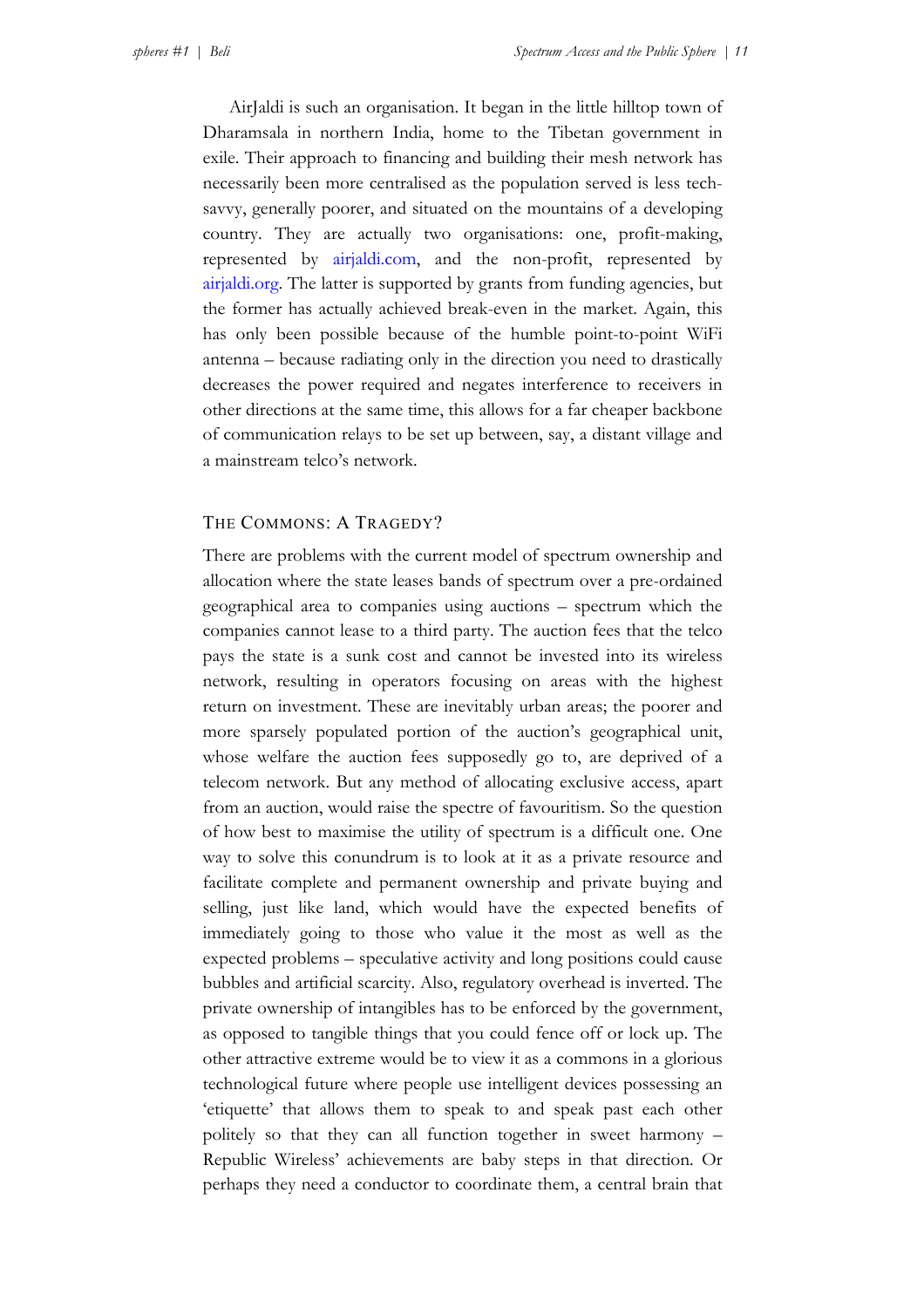AirJaldi is such an organisation. It began in the little hilltop town of Dharamsala in northern India, home to the Tibetan government in exile. Their approach to financing and building their mesh network has necessarily been more centralised as the population served is less tech-savvy, generally poorer, and situated on the mountains of a developing country. They are actually two organisations: one, profit-making, represented by airjaldi.com, and the non-profit, represented by airjaldi.org. The latter is supported by grants from funding agencies, but the former has actually achieved break-even in the market. Again, this has only been possible because of the humble point-to-point WiFi antenna – because radiating only in the direction you need to drastically decreases the power required and negates interference to receivers in other directions at the same time, this allows for a far cheaper backbone of communication relays to be set up between, say, a distant village and a mainstream telco's network.

## THE COMMONS: A TRAGEDY?

There are problems with the current model of spectrum ownership and allocation where the state leases bands of spectrum over a pre-ordained geographical area to companies using auctions – spectrum which the companies cannot lease to a third party. The auction fees that the telco pays the state is a sunk cost and cannot be invested into its wireless network, resulting in operators focusing on areas with the highest return on investment. These are inevitably urban areas; the poorer and more sparsely populated portion of the auction's geographical unit, whose welfare the auction fees supposedly go to, are deprived of a telecom network. But any method of allocating exclusive access, apart from an auction, would raise the spectre of favouritism. So the question of how best to maximise the utility of spectrum is a difficult one. One way to solve this conundrum is to look at it as a private resource and facilitate complete and permanent ownership and private buying and selling, just like land, which would have the expected benefits of immediately going to those who value it the most as well as the expected problems – speculative activity and long positions could cause bubbles and artificial scarcity. Also, regulatory overhead is inverted. The private ownership of intangibles has to be enforced by the government, as opposed to tangible things that you could fence off or lock up. The other attractive extreme would be to view it as a commons in a glorious technological future where people use intelligent devices possessing an 'etiquette' that allows them to speak to and speak past each other politely so that they can all function together in sweet harmony – Republic Wireless' achievements are baby steps in that direction. Or perhaps they need a conductor to coordinate them, a central brain that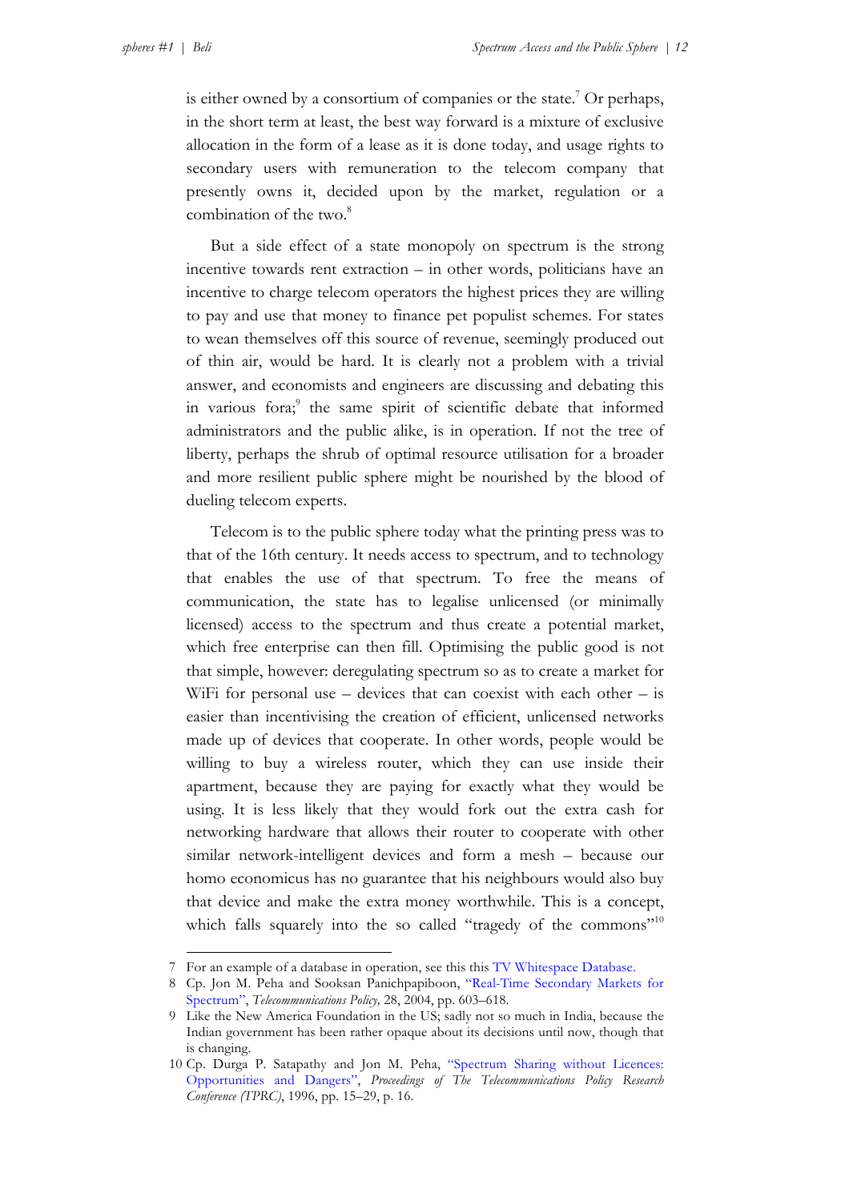is either owned by a consortium of companies or the state.[7] Or perhaps, in the short term at least, the best way forward is a mixture of exclusive allocation in the form of a lease as it is done today, and usage rights to secondary users with remuneration to the telecom company that presently owns it, decided upon by the market, regulation or a combination of the two.[8]

But a side effect of a state monopoly on spectrum is the strong incentive towards rent extraction – in other words, politicians have an incentive to charge telecom operators the highest prices they are willing to pay and use that money to finance pet populist schemes. For states to wean themselves off this source of revenue, seemingly produced out of thin air, would be hard. It is clearly not a problem with a trivial answer, and economists and engineers are discussing and debating this in various fora;[9] the same spirit of scientific debate that informed administrators and the public alike, is in operation. If not the tree of liberty, perhaps the shrub of optimal resource utilisation for a broader and more resilient public sphere might be nourished by the blood of dueling telecom experts.

Telecom is to the public sphere today what the printing press was to that of the 16th century. It needs access to spectrum, and to technology that enables the use of that spectrum. To free the means of communication, the state has to legalise unlicensed (or minimally licensed) access to the spectrum and thus create a potential market, which free enterprise can then fill. Optimising the public good is not that simple, however: deregulating spectrum so as to create a market for WiFi for personal use – devices that can coexist with each other – is easier than incentivising the creation of efficient, unlicensed networks made up of devices that cooperate. In other words, people would be willing to buy a wireless router, which they can use inside their apartment, because they are paying for exactly what they would be using. It is less likely that they would fork out the extra cash for networking hardware that allows their router to cooperate with other similar network-intelligent devices and form a mesh – because our homo economicus has no guarantee that his neighbours would also buy that device and make the extra money worthwhile. This is a concept, which falls squarely into the so called "tragedy of the commons"[10]

---

7 For an example of a database in operation, see this this TV Whitespace Database.

8 Cp. Jon M. Peha and Sooksan Panichpapiboon, "Real-Time Secondary Markets for Spectrum", *Telecommunications Policy,* 28, 2004, pp. 603–618.

9 Like the New America Foundation in the US; sadly not so much in India, because the Indian government has been rather opaque about its decisions until now, though that is changing.

10 Cp. Durga P. Satapathy and Jon M. Peha, "Spectrum Sharing without Licences: Opportunities and Dangers", *Proceedings of The Telecommunications Policy Research Conference (TPRC)*, 1996, pp. 15–29, p. 16.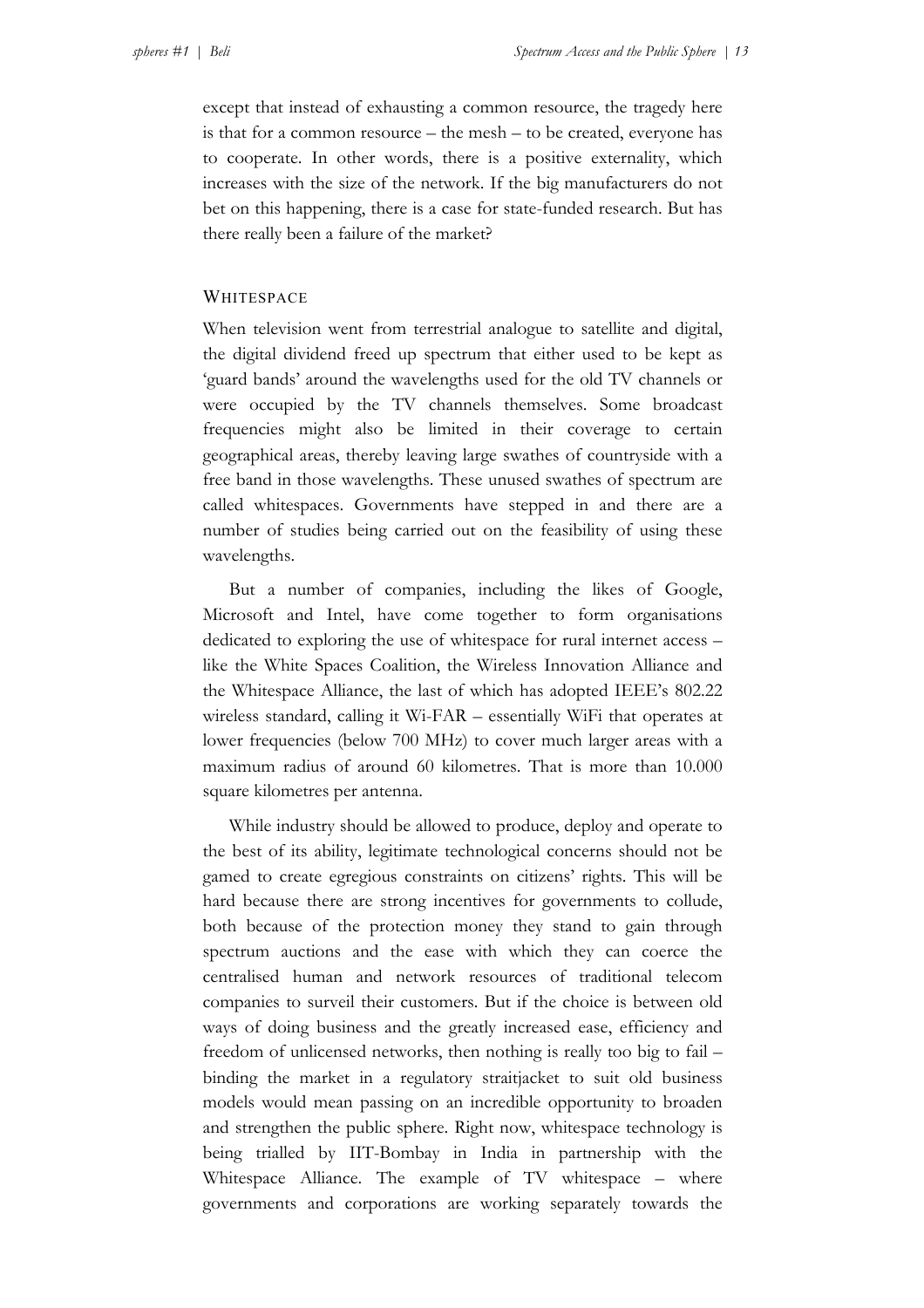except that instead of exhausting a common resource, the tragedy here is that for a common resource – the mesh – to be created, everyone has to cooperate. In other words, there is a positive externality, which increases with the size of the network. If the big manufacturers do not bet on this happening, there is a case for state-funded research. But has there really been a failure of the market?

## Whitespace

When television went from terrestrial analogue to satellite and digital, the digital dividend freed up spectrum that either used to be kept as 'guard bands' around the wavelengths used for the old TV channels or were occupied by the TV channels themselves. Some broadcast frequencies might also be limited in their coverage to certain geographical areas, thereby leaving large swathes of countryside with a free band in those wavelengths. These unused swathes of spectrum are called whitespaces. Governments have stepped in and there are a number of studies being carried out on the feasibility of using these wavelengths.

But a number of companies, including the likes of Google, Microsoft and Intel, have come together to form organisations dedicated to exploring the use of whitespace for rural internet access – like the White Spaces Coalition, the Wireless Innovation Alliance and the Whitespace Alliance, the last of which has adopted IEEE's 802.22 wireless standard, calling it Wi-FAR – essentially WiFi that operates at lower frequencies (below 700 MHz) to cover much larger areas with a maximum radius of around 60 kilometres. That is more than 10.000 square kilometres per antenna.

While industry should be allowed to produce, deploy and operate to the best of its ability, legitimate technological concerns should not be gamed to create egregious constraints on citizens' rights. This will be hard because there are strong incentives for governments to collude, both because of the protection money they stand to gain through spectrum auctions and the ease with which they can coerce the centralised human and network resources of traditional telecom companies to surveil their customers. But if the choice is between old ways of doing business and the greatly increased ease, efficiency and freedom of unlicensed networks, then nothing is really too big to fail – binding the market in a regulatory straitjacket to suit old business models would mean passing on an incredible opportunity to broaden and strengthen the public sphere. Right now, whitespace technology is being trialled by IIT-Bombay in India in partnership with the Whitespace Alliance. The example of TV whitespace – where governments and corporations are working separately towards the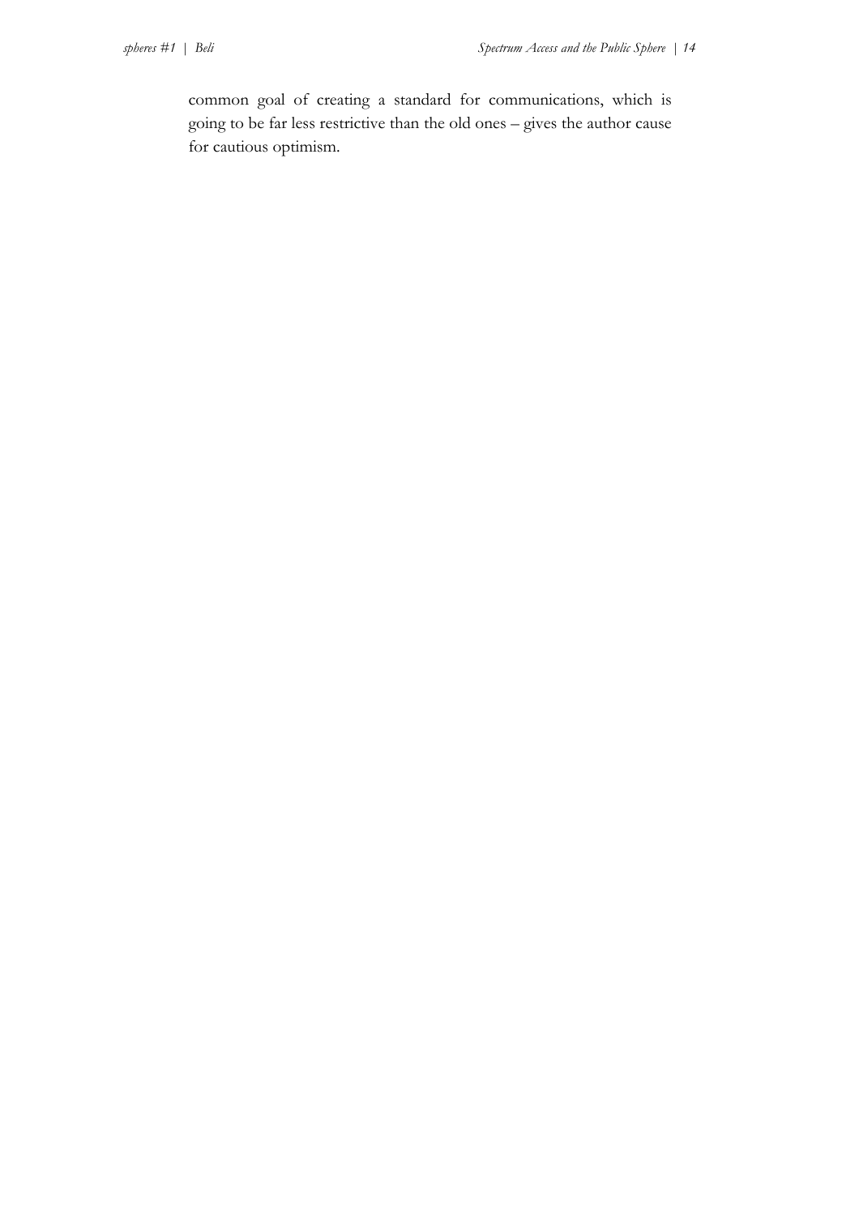common goal of creating a standard for communications, which is going to be far less restrictive than the old ones – gives the author cause for cautious optimism.